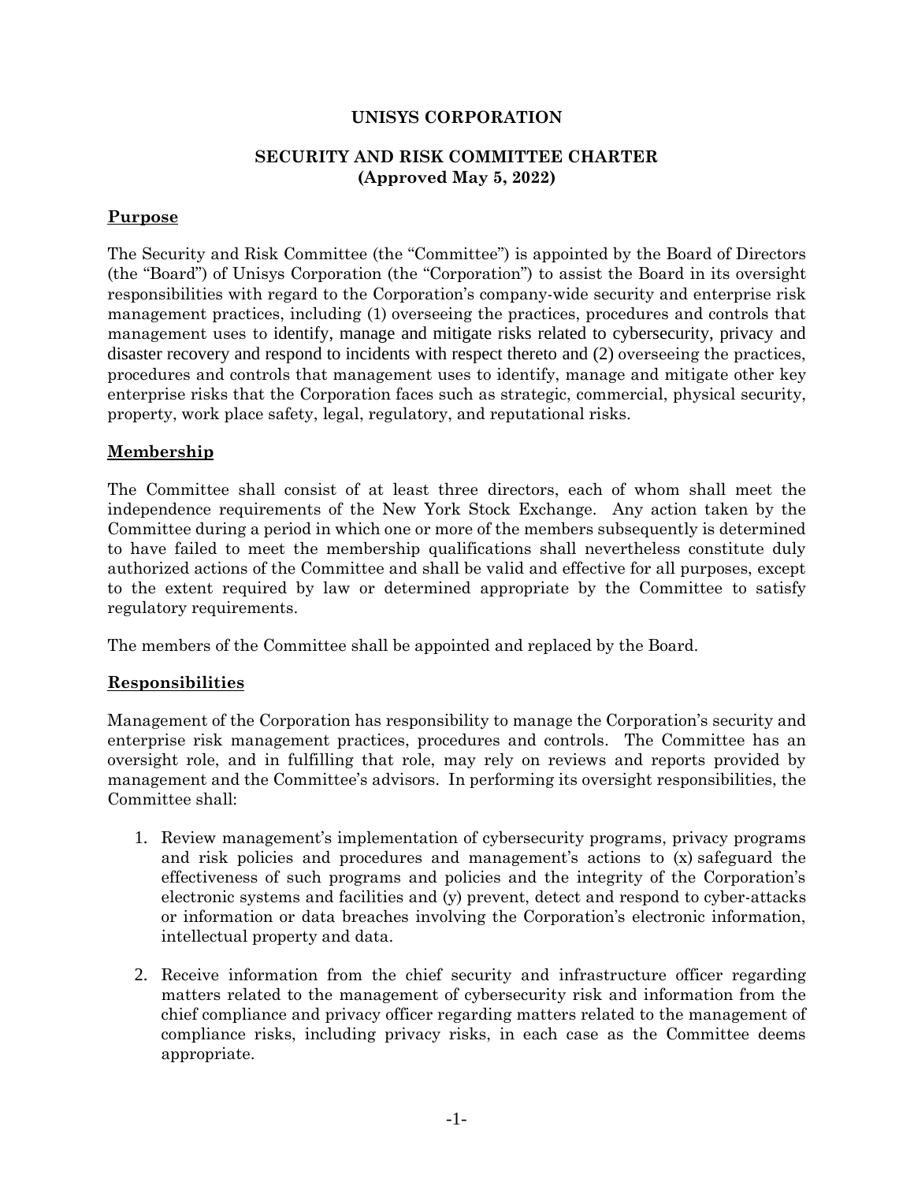# UNISYS CORPORATION

## SECURITY AND RISK COMMITTEE CHARTER
**(Approved May 5, 2022)**

### Purpose

The Security and Risk Committee (the "Committee") is appointed by the Board of Directors (the "Board") of Unisys Corporation (the "Corporation") to assist the Board in its oversight responsibilities with regard to the Corporation's company-wide security and enterprise risk management practices, including (1) overseeing the practices, procedures and controls that management uses to identify, manage and mitigate risks related to cybersecurity, privacy and disaster recovery and respond to incidents with respect thereto and (2) overseeing the practices, procedures and controls that management uses to identify, manage and mitigate other key enterprise risks that the Corporation faces such as strategic, commercial, physical security, property, work place safety, legal, regulatory, and reputational risks.

### Membership

The Committee shall consist of at least three directors, each of whom shall meet the independence requirements of the New York Stock Exchange. Any action taken by the Committee during a period in which one or more of the members subsequently is determined to have failed to meet the membership qualifications shall nevertheless constitute duly authorized actions of the Committee and shall be valid and effective for all purposes, except to the extent required by law or determined appropriate by the Committee to satisfy regulatory requirements.

The members of the Committee shall be appointed and replaced by the Board.

### Responsibilities

Management of the Corporation has responsibility to manage the Corporation's security and enterprise risk management practices, procedures and controls. The Committee has an oversight role, and in fulfilling that role, may rely on reviews and reports provided by management and the Committee's advisors. In performing its oversight responsibilities, the Committee shall:

1. Review management's implementation of cybersecurity programs, privacy programs and risk policies and procedures and management's actions to (x) safeguard the effectiveness of such programs and policies and the integrity of the Corporation's electronic systems and facilities and (y) prevent, detect and respond to cyber-attacks or information or data breaches involving the Corporation's electronic information, intellectual property and data.

2. Receive information from the chief security and infrastructure officer regarding matters related to the management of cybersecurity risk and information from the chief compliance and privacy officer regarding matters related to the management of compliance risks, including privacy risks, in each case as the Committee deems appropriate.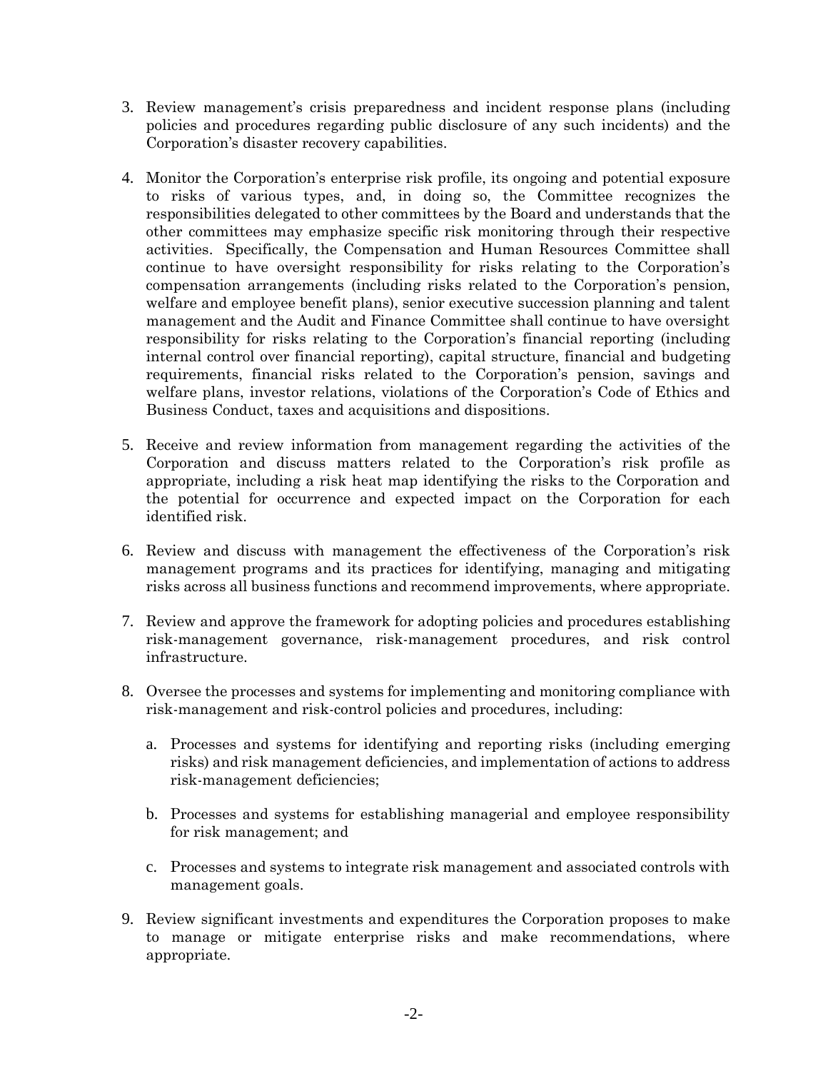3. Review management's crisis preparedness and incident response plans (including policies and procedures regarding public disclosure of any such incidents) and the Corporation's disaster recovery capabilities.

4. Monitor the Corporation's enterprise risk profile, its ongoing and potential exposure to risks of various types, and, in doing so, the Committee recognizes the responsibilities delegated to other committees by the Board and understands that the other committees may emphasize specific risk monitoring through their respective activities. Specifically, the Compensation and Human Resources Committee shall continue to have oversight responsibility for risks relating to the Corporation's compensation arrangements (including risks related to the Corporation's pension, welfare and employee benefit plans), senior executive succession planning and talent management and the Audit and Finance Committee shall continue to have oversight responsibility for risks relating to the Corporation's financial reporting (including internal control over financial reporting), capital structure, financial and budgeting requirements, financial risks related to the Corporation's pension, savings and welfare plans, investor relations, violations of the Corporation's Code of Ethics and Business Conduct, taxes and acquisitions and dispositions.

5. Receive and review information from management regarding the activities of the Corporation and discuss matters related to the Corporation's risk profile as appropriate, including a risk heat map identifying the risks to the Corporation and the potential for occurrence and expected impact on the Corporation for each identified risk.

6. Review and discuss with management the effectiveness of the Corporation's risk management programs and its practices for identifying, managing and mitigating risks across all business functions and recommend improvements, where appropriate.

7. Review and approve the framework for adopting policies and procedures establishing risk-management governance, risk-management procedures, and risk control infrastructure.

8. Oversee the processes and systems for implementing and monitoring compliance with risk-management and risk-control policies and procedures, including:

   a. Processes and systems for identifying and reporting risks (including emerging risks) and risk management deficiencies, and implementation of actions to address risk-management deficiencies;

   b. Processes and systems for establishing managerial and employee responsibility for risk management; and

   c. Processes and systems to integrate risk management and associated controls with management goals.

9. Review significant investments and expenditures the Corporation proposes to make to manage or mitigate enterprise risks and make recommendations, where appropriate.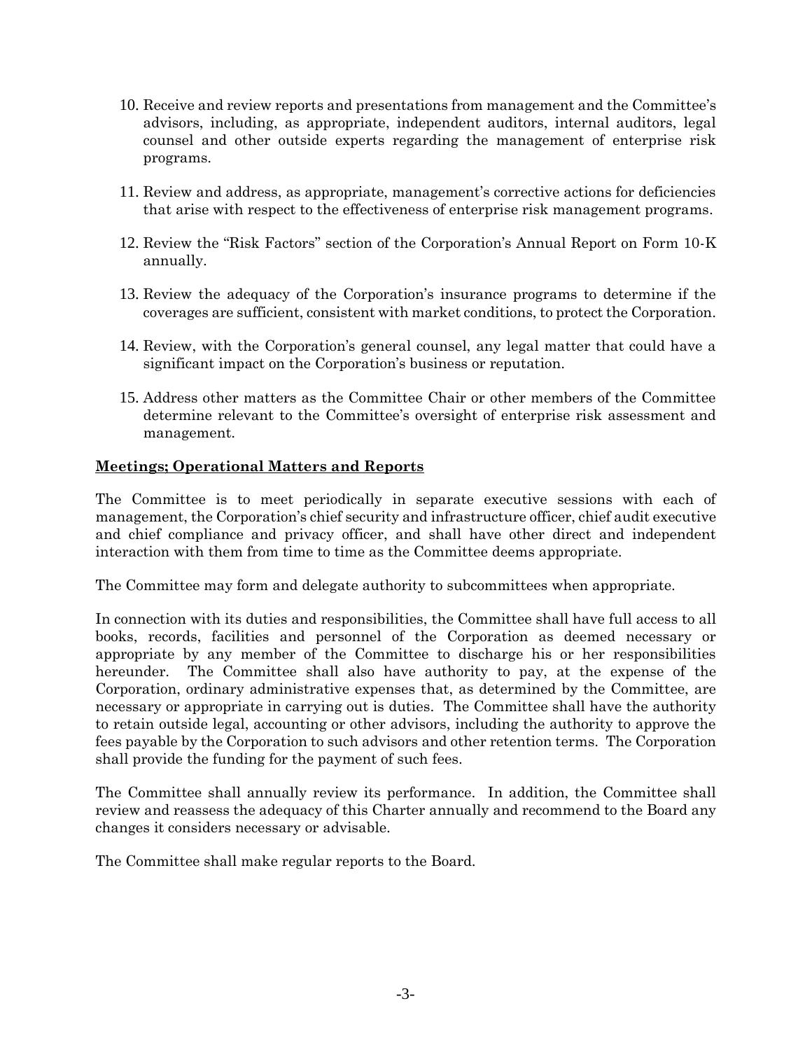10. Receive and review reports and presentations from management and the Committee's advisors, including, as appropriate, independent auditors, internal auditors, legal counsel and other outside experts regarding the management of enterprise risk programs.

11. Review and address, as appropriate, management's corrective actions for deficiencies that arise with respect to the effectiveness of enterprise risk management programs.

12. Review the "Risk Factors" section of the Corporation's Annual Report on Form 10-K annually.

13. Review the adequacy of the Corporation's insurance programs to determine if the coverages are sufficient, consistent with market conditions, to protect the Corporation.

14. Review, with the Corporation's general counsel, any legal matter that could have a significant impact on the Corporation's business or reputation.

15. Address other matters as the Committee Chair or other members of the Committee determine relevant to the Committee's oversight of enterprise risk assessment and management.

**<u>Meetings; Operational Matters and Reports</u>**

The Committee is to meet periodically in separate executive sessions with each of management, the Corporation's chief security and infrastructure officer, chief audit executive and chief compliance and privacy officer, and shall have other direct and independent interaction with them from time to time as the Committee deems appropriate.

The Committee may form and delegate authority to subcommittees when appropriate.

In connection with its duties and responsibilities, the Committee shall have full access to all books, records, facilities and personnel of the Corporation as deemed necessary or appropriate by any member of the Committee to discharge his or her responsibilities hereunder. The Committee shall also have authority to pay, at the expense of the Corporation, ordinary administrative expenses that, as determined by the Committee, are necessary or appropriate in carrying out is duties. The Committee shall have the authority to retain outside legal, accounting or other advisors, including the authority to approve the fees payable by the Corporation to such advisors and other retention terms. The Corporation shall provide the funding for the payment of such fees.

The Committee shall annually review its performance. In addition, the Committee shall review and reassess the adequacy of this Charter annually and recommend to the Board any changes it considers necessary or advisable.

The Committee shall make regular reports to the Board.